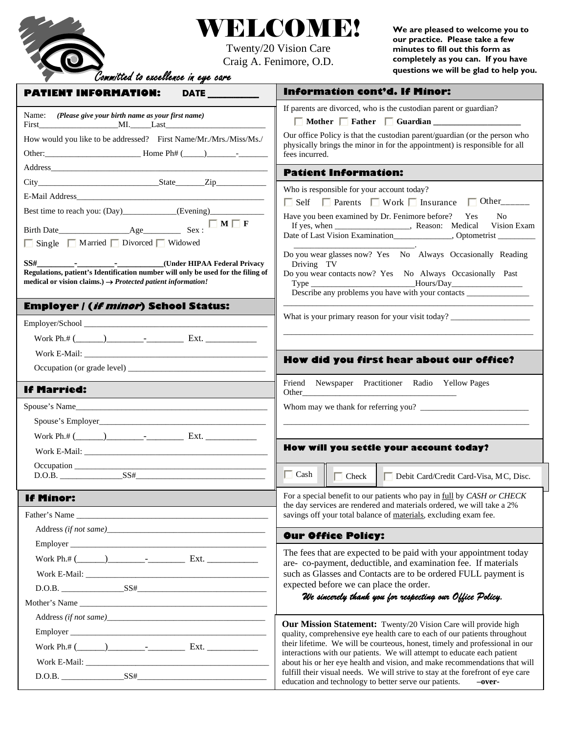# WELCOME!

Twenty/20 Vision Care
Craig A. Fenimore, O.D.

*Committed to excellence in eye care*

**We are pleased to welcome you to our practice. Please take a few minutes to fill out this form as completely as you can. If you have questions we will be glad to help you.**

## PATIENT INFORMATION: DATE ________

Name: ***(Please give your birth name as your first name)***
First__________________MI._____Last_______________________

How would you like to be addressed? First Name/Mr./Mrs./Miss/Ms./

Other:______________________ Home Ph# (_____)_______-_______

Address_______________________________________________

City____________________________State_______Zip____________

E-Mail Address_______________________________________________

Best time to reach you: (Day)____________(Evening)____________

Birth Date________________Age_________ Sex : ☐ M ☐ F

☐ Single ☐ Married ☐ Divorced ☐ Widowed

**SS#_________-_________-___________(Under HIPAA Federal Privacy Regulations, patient's Identification number will only be used for the filing of medical or vision claims.)** → ***Protected patient information!***

## Employer / (*if minor*) School Status:

Employer/School ___________________________________________

Work Ph.# (______)________-________ Ext. ___________

Work E-Mail: ___________________________________________

Occupation (or grade level) _________________________________

## If Married:

Spouse's Name_______________________________________________

Spouse's Employer_______________________________________

Work Ph.# (______)________-________ Ext. ___________

Work E-Mail: ___________________________________________

Occupation _____________________________________________
D.O.B. ______________SS#______________________________

## If Minor:

Father's Name _____________________________________________

Address *(if not same)*_____________________________________

Employer _______________________________________________

Work Ph.# (______)________-________ Ext. ___________

Work E-Mail: ___________________________________________

D.O.B. ______________SS#______________________________

Mother's Name _____________________________________________

Address *(if not same)*_____________________________________

Employer _______________________________________________

Work Ph.# (______)________-________ Ext. ___________

Work E-Mail: ___________________________________________

D.O.B. ______________SS#______________________________

## Information cont'd. If Minor:

If parents are divorced, who is the custodian parent or guardian?

☐ **Mother** ☐ **Father** ☐ **Guardian ____________________**

Our office Policy is that the custodian parent/guardian (or the person who physically brings the minor in for the appointment) is responsible for all fees incurred.

## Patient Information:

Who is responsible for your account today?

☐ Self ☐ Parents ☐ Work ☐ Insurance ☐ Other______

Have you been examined by Dr. Fenimore before? Yes No
If yes, when _________________, Reason: Medical Vision Exam
Date of Last Vision Examination_____________, Optometrist ________
___________________________.

Do you wear glasses now? Yes No Always Occasionally Reading Driving TV

Do you wear contacts now? Yes No Always Occasionally Past
Type _______________________Hours/Day________________
Describe any problems you have with your contacts _______________
_____________________________________________________________

What is your primary reason for your visit today? __________________
_____________________________________________________________

## How did you first hear about our office?

Friend Newspaper Practitioner Radio Yellow Pages
Other___________________________________

Whom may we thank for referring you? _________________________
_____________________________________________________________

## How will you settle your account today?

☐ Cash ☐ Check ☐ Debit Card/Credit Card-Visa, MC, Disc.

For a special benefit to our patients who pay in full by *CASH or CHECK* the day services are rendered and materials ordered, we will take a 2% savings off your total balance of materials, excluding exam fee.

## Our Office Policy:

The fees that are expected to be paid with your appointment today are- co-payment, deductible, and examination fee. If materials such as Glasses and Contacts are to be ordered FULL payment is expected before we can place the order.

***We sincerely thank you for respecting our Office Policy.***

**Our Mission Statement:** Twenty/20 Vision Care will provide high quality, comprehensive eye health care to each of our patients throughout their lifetime. We will be courteous, honest, timely and professional in our interactions with our patients. We will attempt to educate each patient about his or her eye health and vision, and make recommendations that will fulfill their visual needs. We will strive to stay at the forefront of eye care education and technology to better serve our patients. **–over-**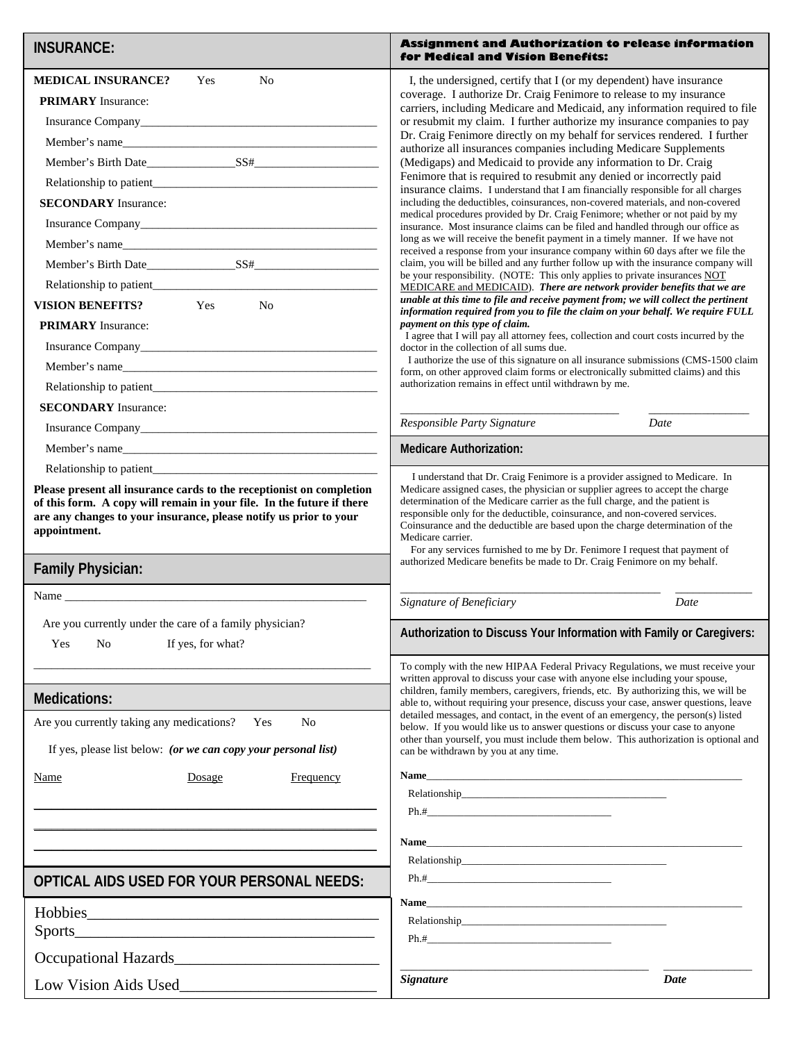## INSURANCE:

**MEDICAL INSURANCE?** Yes No

**PRIMARY** Insurance:

Insurance Company________________________________________

Member's name____________________________________________

Member's Birth Date_______________SS#_____________________

Relationship to patient______________________________________

**SECONDARY** Insurance:

Insurance Company________________________________________

Member's name____________________________________________

Member's Birth Date_______________SS#_____________________

Relationship to patient______________________________________

**VISION BENEFITS?** Yes No

**PRIMARY** Insurance:

Insurance Company________________________________________

Member's name____________________________________________

Relationship to patient______________________________________

**SECONDARY** Insurance:

Insurance Company________________________________________

Member's name____________________________________________

Relationship to patient______________________________________

**Please present all insurance cards to the receptionist on completion of this form. A copy will remain in your file. In the future if there are any changes to your insurance, please notify us prior to your appointment.**

## Family Physician:

Name ______________________________________________________

Are you currently under the care of a family physician?

Yes No If yes, for what?

__________________________________________________________

## Medications:

Are you currently taking any medications? Yes No

If yes, please list below: ***(or we can copy your personal list)***

| Name | Dosage | Frequency |
|---|---|---|
| | | |
| | | |
| | | |

## OPTICAL AIDS USED FOR YOUR PERSONAL NEEDS:

Hobbies____________________________________

Sports_____________________________________

Occupational Hazards________________________

Low Vision Aids Used_______________________

## Assignment and Authorization to release information for Medical and Vision Benefits:

I, the undersigned, certify that I (or my dependent) have insurance coverage. I authorize Dr. Craig Fenimore to release to my insurance carriers, including Medicare and Medicaid, any information required to file or resubmit my claim. I further authorize my insurance companies to pay Dr. Craig Fenimore directly on my behalf for services rendered. I further authorize all insurances companies including Medicare Supplements (Medigaps) and Medicaid to provide any information to Dr. Craig Fenimore that is required to resubmit any denied or incorrectly paid insurance claims. I understand that I am financially responsible for all charges including the deductibles, coinsurances, non-covered materials, and non-covered medical procedures provided by Dr. Craig Fenimore; whether or not paid by my insurance. Most insurance claims can be filed and handled through our office as long as we will receive the benefit payment in a timely manner. If we have not received a response from your insurance company within 60 days after we file the claim, you will be billed and any further follow up with the insurance company will be your responsibility. (NOTE: This only applies to private insurances NOT MEDICARE and MEDICAID). ***There are network provider benefits that we are unable at this time to file and receive payment from; we will collect the pertinent information required from you to file the claim on your behalf. We require FULL payment on this type of claim.***

I agree that I will pay all attorney fees, collection and court costs incurred by the doctor in the collection of all sums due.

I authorize the use of this signature on all insurance submissions (CMS-1500 claim form, on other approved claim forms or electronically submitted claims) and this authorization remains in effect until withdrawn by me.

___________________________________ _______________

*Responsible Party Signature* *Date*

## Medicare Authorization:

I understand that Dr. Craig Fenimore is a provider assigned to Medicare. In Medicare assigned cases, the physician or supplier agrees to accept the charge determination of the Medicare carrier as the full charge, and the patient is responsible only for the deductible, coinsurance, and non-covered services. Coinsurance and the deductible are based upon the charge determination of the Medicare carrier.

For any services furnished to me by Dr. Fenimore I request that payment of authorized Medicare benefits be made to Dr. Craig Fenimore on my behalf.

___________________________________ _______________

*Signature of Beneficiary* *Date*

## Authorization to Discuss Your Information with Family or Caregivers:

To comply with the new HIPAA Federal Privacy Regulations, we must receive your written approval to discuss your case with anyone else including your spouse, children, family members, caregivers, friends, etc. By authorizing this, we will be able to, without requiring your presence, discuss your case, answer questions, leave detailed messages, and contact, in the event of an emergency, the person(s) listed below. If you would like us to answer questions or discuss your case to anyone other than yourself, you must include them below. This authorization is optional and can be withdrawn by you at any time.

**Name**_____________________________________________

Relationship_______________________________

Ph.#___________________________

**Name**_____________________________________________

Relationship_______________________________

Ph.#___________________________

**Name**_____________________________________________

Relationship_______________________________

Ph.#___________________________

___________________________________ _______________

***Signature*** ***Date***